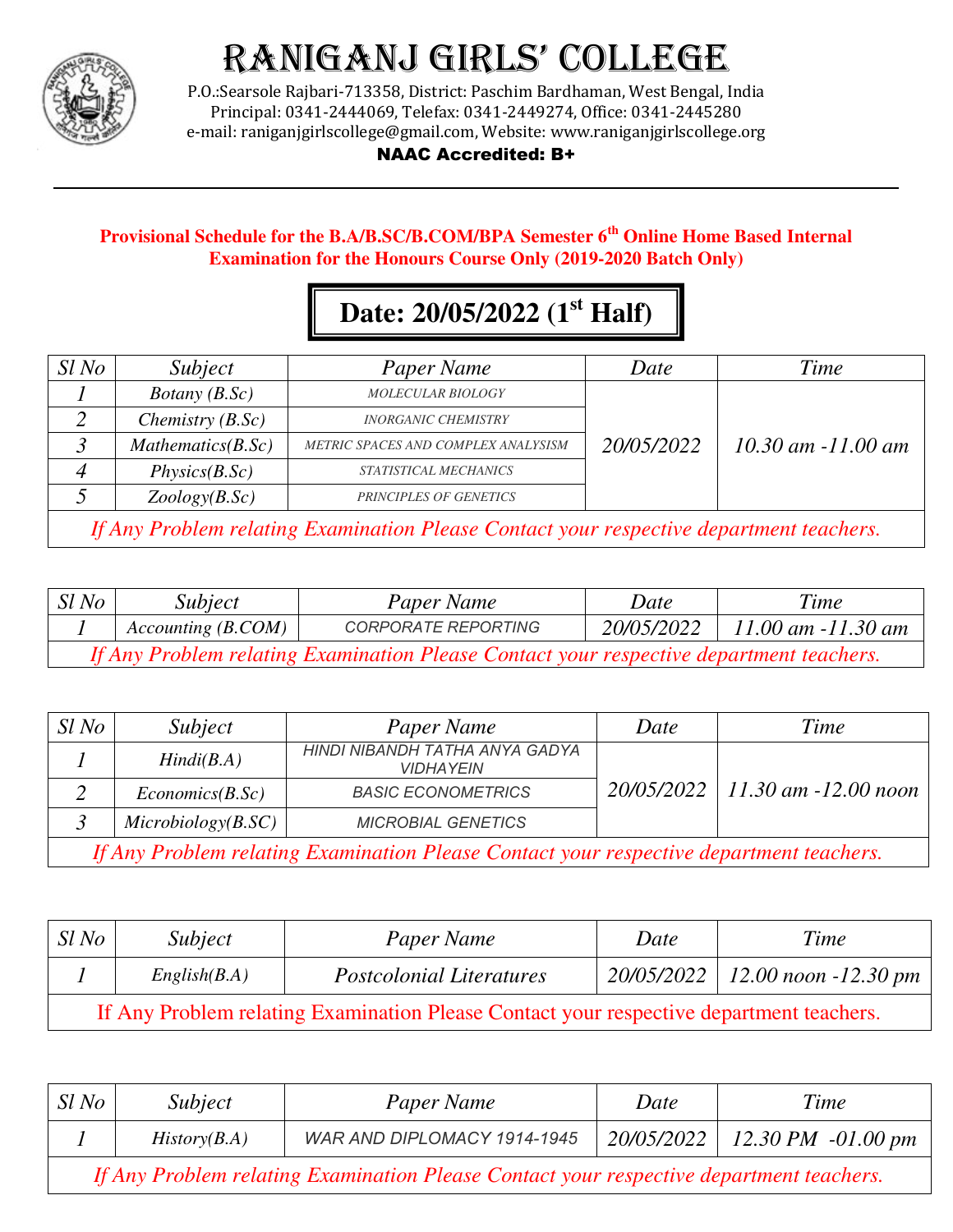# RANIGANJ GIRLS' COLLEGE

P.O.:Searsole Rajbari-713358, District: Paschim Bardhaman, West Bengal, India
Principal: 0341-2444069, Telefax: 0341-2449274, Office: 0341-2445280
e-mail: raniganjgirlscollege@gmail.com, Website: www.raniganjgirlscollege.org

**NAAC Accredited: B+**

---

**Provisional Schedule for the B.A/B.SC/B.COM/BPA Semester 6th Online Home Based Internal Examination for the Honours Course Only (2019-2020 Batch Only)**

## Date: 20/05/2022 (1st Half)

| Sl No | Subject | Paper Name | Date | Time |
|---|---|---|---|---|
| 1 | Botany (B.Sc) | MOLECULAR BIOLOGY | 20/05/2022 | 10.30 am -11.00 am |
| 2 | Chemistry (B.Sc) | INORGANIC CHEMISTRY | | |
| 3 | Mathematics(B.Sc) | METRIC SPACES AND COMPLEX ANALYSISM | | |
| 4 | Physics(B.Sc) | STATISTICAL MECHANICS | | |
| 5 | Zoology(B.Sc) | PRINCIPLES OF GENETICS | | |
| *If Any Problem relating Examination Please Contact your respective department teachers.* | | | | |

| Sl No | Subject | Paper Name | Date | Time |
|---|---|---|---|---|
| 1 | Accounting (B.COM) | CORPORATE REPORTING | 20/05/2022 | 11.00 am -11.30 am |
| *If Any Problem relating Examination Please Contact your respective department teachers.* | | | | |

| Sl No | Subject | Paper Name | Date | Time |
|---|---|---|---|---|
| 1 | Hindi(B.A) | HINDI NIBANDH TATHA ANYA GADYA VIDHAYEIN | 20/05/2022 | 11.30 am -12.00 noon |
| 2 | Economics(B.Sc) | BASIC ECONOMETRICS | | |
| 3 | Microbiology(B.SC) | MICROBIAL GENETICS | | |
| *If Any Problem relating Examination Please Contact your respective department teachers.* | | | | |

| Sl No | Subject | Paper Name | Date | Time |
|---|---|---|---|---|
| 1 | English(B.A) | Postcolonial Literatures | 20/05/2022 | 12.00 noon -12.30 pm |
| If Any Problem relating Examination Please Contact your respective department teachers. | | | | |

| Sl No | Subject | Paper Name | Date | Time |
|---|---|---|---|---|
| 1 | History(B.A) | WAR AND DIPLOMACY 1914-1945 | 20/05/2022 | 12.30 PM -01.00 pm |
| *If Any Problem relating Examination Please Contact your respective department teachers.* | | | | |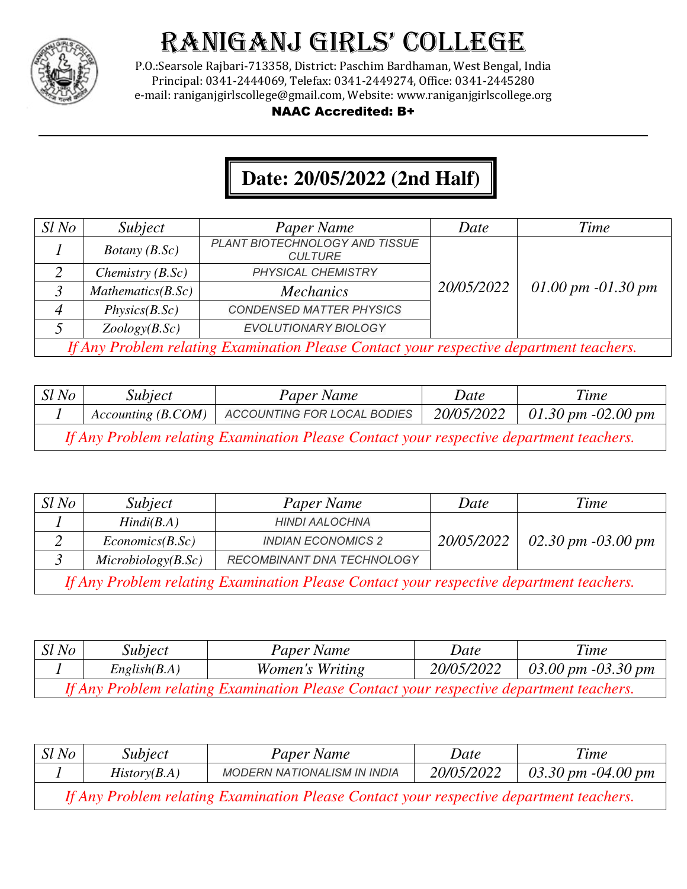# RANIGANJ GIRLS' COLLEGE

P.O.:Searsole Rajbari-713358, District: Paschim Bardhaman, West Bengal, India
Principal: 0341-2444069, Telefax: 0341-2449274, Office: 0341-2445280
e-mail: raniganjgirlscollege@gmail.com, Website: www.raniganjgirlscollege.org

**NAAC Accredited: B+**

## Date: 20/05/2022 (2nd Half)

| Sl No | Subject | Paper Name | Date | Time |
|---|---|---|---|---|
| 1 | Botany (B.Sc) | PLANT BIOTECHNOLOGY AND TISSUE CULTURE | 20/05/2022 | 01.00 pm -01.30 pm |
| 2 | Chemistry (B.Sc) | PHYSICAL CHEMISTRY | | |
| 3 | Mathematics(B.Sc) | Mechanics | | |
| 4 | Physics(B.Sc) | CONDENSED MATTER PHYSICS | | |
| 5 | Zoology(B.Sc) | EVOLUTIONARY BIOLOGY | | |
| *If Any Problem relating Examination Please Contact your respective department teachers.* | | | | |

| Sl No | Subject | Paper Name | Date | Time |
|---|---|---|---|---|
| 1 | Accounting (B.COM) | ACCOUNTING FOR LOCAL BODIES | 20/05/2022 | 01.30 pm -02.00 pm |
| *If Any Problem relating Examination Please Contact your respective department teachers.* | | | | |

| Sl No | Subject | Paper Name | Date | Time |
|---|---|---|---|---|
| 1 | Hindi(B.A) | HINDI AALOCHNA | 20/05/2022 | 02.30 pm -03.00 pm |
| 2 | Economics(B.Sc) | INDIAN ECONOMICS 2 | | |
| 3 | Microbiology(B.Sc) | RECOMBINANT DNA TECHNOLOGY | | |
| *If Any Problem relating Examination Please Contact your respective department teachers.* | | | | |

| Sl No | Subject | Paper Name | Date | Time |
|---|---|---|---|---|
| 1 | English(B.A) | Women's Writing | 20/05/2022 | 03.00 pm -03.30 pm |
| *If Any Problem relating Examination Please Contact your respective department teachers.* | | | | |

| Sl No | Subject | Paper Name | Date | Time |
|---|---|---|---|---|
| 1 | History(B.A) | MODERN NATIONALISM IN INDIA | 20/05/2022 | 03.30 pm -04.00 pm |
| *If Any Problem relating Examination Please Contact your respective department teachers.* | | | | |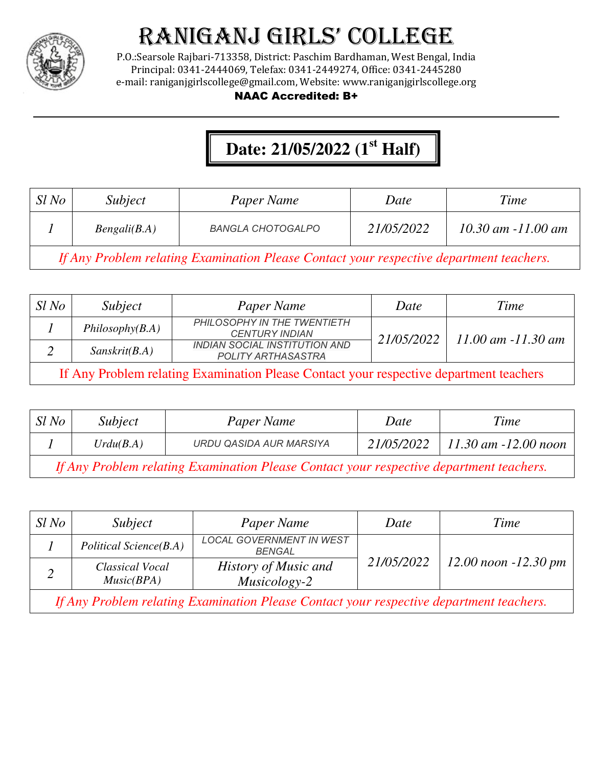# RANIGANJ GIRLS' COLLEGE

P.O.:Searsole Rajbari-713358, District: Paschim Bardhaman, West Bengal, India
Principal: 0341-2444069, Telefax: 0341-2449274, Office: 0341-2445280
e-mail: raniganjgirlscollege@gmail.com, Website: www.raniganjgirlscollege.org

**NAAC Accredited: B+**

---

## Date: 21/05/2022 (1st Half)

| Sl No | Subject | Paper Name | Date | Time |
|---|---|---|---|---|
| 1 | Bengali(B.A) | BANGLA CHOTOGALPO | 21/05/2022 | 10.30 am -11.00 am |
| *If Any Problem relating Examination Please Contact your respective department teachers.* | | | | |

| Sl No | Subject | Paper Name | Date | Time |
|---|---|---|---|---|
| 1 | Philosophy(B.A) | PHILOSOPHY IN THE TWENTIETH CENTURY INDIAN | 21/05/2022 | 11.00 am -11.30 am |
| 2 | Sanskrit(B.A) | INDIAN SOCIAL INSTITUTION AND POLITY ARTHASASTRA | | |
| If Any Problem relating Examination Please Contact your respective department teachers | | | | |

| Sl No | Subject | Paper Name | Date | Time |
|---|---|---|---|---|
| 1 | Urdu(B.A) | URDU QASIDA AUR MARSIYA | 21/05/2022 | 11.30 am -12.00 noon |
| *If Any Problem relating Examination Please Contact your respective department teachers.* | | | | |

| Sl No | Subject | Paper Name | Date | Time |
|---|---|---|---|---|
| 1 | Political Science(B.A) | LOCAL GOVERNMENT IN WEST BENGAL | 21/05/2022 | 12.00 noon -12.30 pm |
| 2 | Classical Vocal Music(BPA) | History of Music and Musicology-2 | | |
| *If Any Problem relating Examination Please Contact your respective department teachers.* | | | | |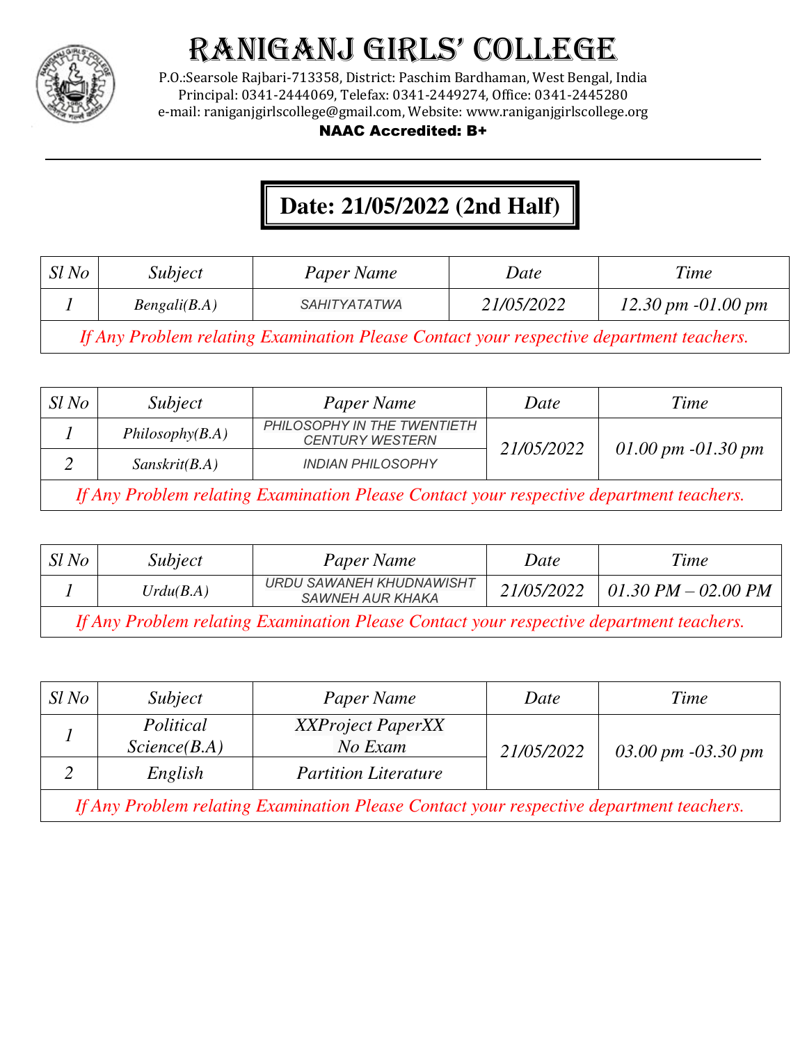# RANIGANJ GIRLS' COLLEGE

P.O.:Searsole Rajbari-713358, District: Paschim Bardhaman, West Bengal, India
Principal: 0341-2444069, Telefax: 0341-2449274, Office: 0341-2445280
e-mail: raniganjgirlscollege@gmail.com, Website: www.raniganjgirlscollege.org

**NAAC Accredited: B+**

---

## Date: 21/05/2022 (2nd Half)

| Sl No | Subject | Paper Name | Date | Time |
|---|---|---|---|---|
| 1 | Bengali(B.A) | SAHITYATATWA | 21/05/2022 | 12.30 pm -01.00 pm |
| *If Any Problem relating Examination Please Contact your respective department teachers.* | | | | |

| Sl No | Subject | Paper Name | Date | Time |
|---|---|---|---|---|
| 1 | Philosophy(B.A) | PHILOSOPHY IN THE TWENTIETH CENTURY WESTERN | 21/05/2022 | 01.00 pm -01.30 pm |
| 2 | Sanskrit(B.A) | INDIAN PHILOSOPHY | | |
| *If Any Problem relating Examination Please Contact your respective department teachers.* | | | | |

| Sl No | Subject | Paper Name | Date | Time |
|---|---|---|---|---|
| 1 | Urdu(B.A) | URDU SAWANEH KHUDNAWISHT SAWNEH AUR KHAKA | 21/05/2022 | 01.30 PM – 02.00 PM |
| *If Any Problem relating Examination Please Contact your respective department teachers.* | | | | |

| Sl No | Subject | Paper Name | Date | Time |
|---|---|---|---|---|
| 1 | Political Science(B.A) | XXProject PaperXX No Exam | 21/05/2022 | 03.00 pm -03.30 pm |
| 2 | English | Partition Literature | | |
| *If Any Problem relating Examination Please Contact your respective department teachers.* | | | | |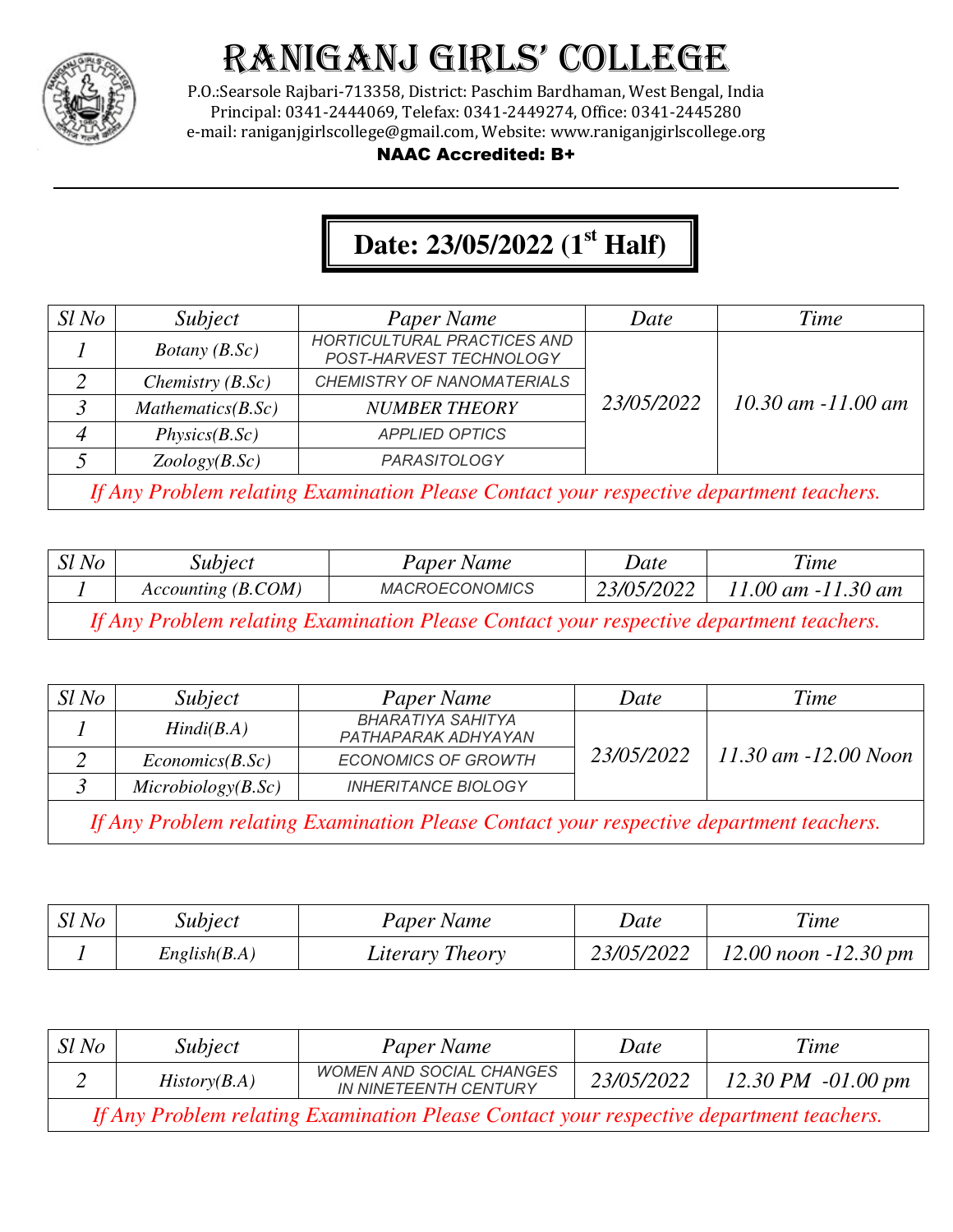# RANIGANJ GIRLS' COLLEGE

P.O.:Searsole Rajbari-713358, District: Paschim Bardhaman, West Bengal, India
Principal: 0341-2444069, Telefax: 0341-2449274, Office: 0341-2445280
e-mail: raniganjgirlscollege@gmail.com, Website: www.raniganjgirlscollege.org

**NAAC Accredited: B+**

## Date: 23/05/2022 (1st Half)

| Sl No | Subject | Paper Name | Date | Time |
|---|---|---|---|---|
| 1 | Botany (B.Sc) | HORTICULTURAL PRACTICES AND POST-HARVEST TECHNOLOGY | 23/05/2022 | 10.30 am -11.00 am |
| 2 | Chemistry (B.Sc) | CHEMISTRY OF NANOMATERIALS | | |
| 3 | Mathematics(B.Sc) | NUMBER THEORY | | |
| 4 | Physics(B.Sc) | APPLIED OPTICS | | |
| 5 | Zoology(B.Sc) | PARASITOLOGY | | |
| *If Any Problem relating Examination Please Contact your respective department teachers.* | | | | |

| Sl No | Subject | Paper Name | Date | Time |
|---|---|---|---|---|
| 1 | Accounting (B.COM) | MACROECONOMICS | 23/05/2022 | 11.00 am -11.30 am |
| *If Any Problem relating Examination Please Contact your respective department teachers.* | | | | |

| Sl No | Subject | Paper Name | Date | Time |
|---|---|---|---|---|
| 1 | Hindi(B.A) | BHARATIYA SAHITYA PATHAPARAK ADHYAYAN | 23/05/2022 | 11.30 am -12.00 Noon |
| 2 | Economics(B.Sc) | ECONOMICS OF GROWTH | | |
| 3 | Microbiology(B.Sc) | INHERITANCE BIOLOGY | | |
| *If Any Problem relating Examination Please Contact your respective department teachers.* | | | | |

| Sl No | Subject | Paper Name | Date | Time |
|---|---|---|---|---|
| 1 | English(B.A) | Literary Theory | 23/05/2022 | 12.00 noon -12.30 pm |

| Sl No | Subject | Paper Name | Date | Time |
|---|---|---|---|---|
| 2 | History(B.A) | WOMEN AND SOCIAL CHANGES IN NINETEENTH CENTURY | 23/05/2022 | 12.30 PM -01.00 pm |
| *If Any Problem relating Examination Please Contact your respective department teachers.* | | | | |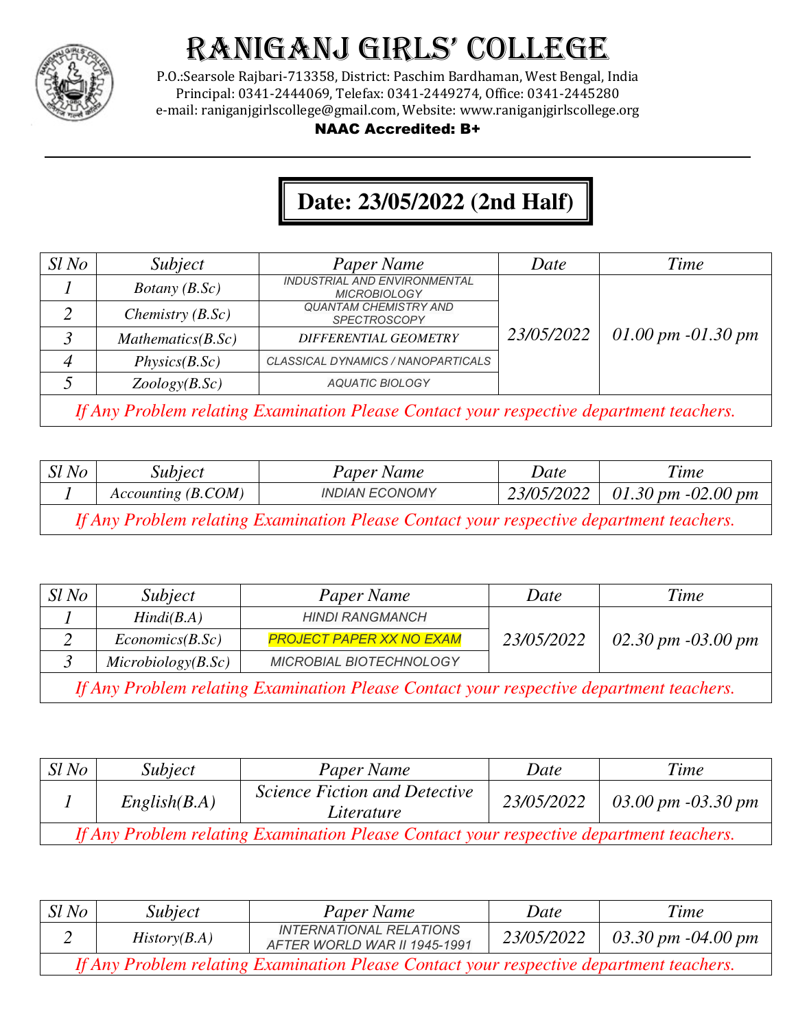# RANIGANJ GIRLS' COLLEGE

P.O.:Searsole Rajbari-713358, District: Paschim Bardhaman, West Bengal, India
Principal: 0341-2444069, Telefax: 0341-2449274, Office: 0341-2445280
e-mail: raniganjgirlscollege@gmail.com, Website: www.raniganjgirlscollege.org

**NAAC Accredited: B+**

---

## Date: 23/05/2022 (2nd Half)

| Sl No | Subject | Paper Name | Date | Time |
|---|---|---|---|---|
| 1 | Botany (B.Sc) | INDUSTRIAL AND ENVIRONMENTAL MICROBIOLOGY | 23/05/2022 | 01.00 pm -01.30 pm |
| 2 | Chemistry (B.Sc) | QUANTAM CHEMISTRY AND SPECTROSCOPY | | |
| 3 | Mathematics(B.Sc) | DIFFERENTIAL GEOMETRY | | |
| 4 | Physics(B.Sc) | CLASSICAL DYNAMICS / NANOPARTICALS | | |
| 5 | Zoology(B.Sc) | AQUATIC BIOLOGY | | |
| *If Any Problem relating Examination Please Contact your respective department teachers.* | | | | |

| Sl No | Subject | Paper Name | Date | Time |
|---|---|---|---|---|
| 1 | Accounting (B.COM) | INDIAN ECONOMY | 23/05/2022 | 01.30 pm -02.00 pm |
| *If Any Problem relating Examination Please Contact your respective department teachers.* | | | | |

| Sl No | Subject | Paper Name | Date | Time |
|---|---|---|---|---|
| 1 | Hindi(B.A) | HINDI RANGMANCH | 23/05/2022 | 02.30 pm -03.00 pm |
| 2 | Economics(B.Sc) | PROJECT PAPER XX NO EXAM | | |
| 3 | Microbiology(B.Sc) | MICROBIAL BIOTECHNOLOGY | | |
| *If Any Problem relating Examination Please Contact your respective department teachers.* | | | | |

| Sl No | Subject | Paper Name | Date | Time |
|---|---|---|---|---|
| 1 | English(B.A) | Science Fiction and Detective Literature | 23/05/2022 | 03.00 pm -03.30 pm |
| *If Any Problem relating Examination Please Contact your respective department teachers.* | | | | |

| Sl No | Subject | Paper Name | Date | Time |
|---|---|---|---|---|
| 2 | History(B.A) | INTERNATIONAL RELATIONS AFTER WORLD WAR II 1945-1991 | 23/05/2022 | 03.30 pm -04.00 pm |
| *If Any Problem relating Examination Please Contact your respective department teachers.* | | | | |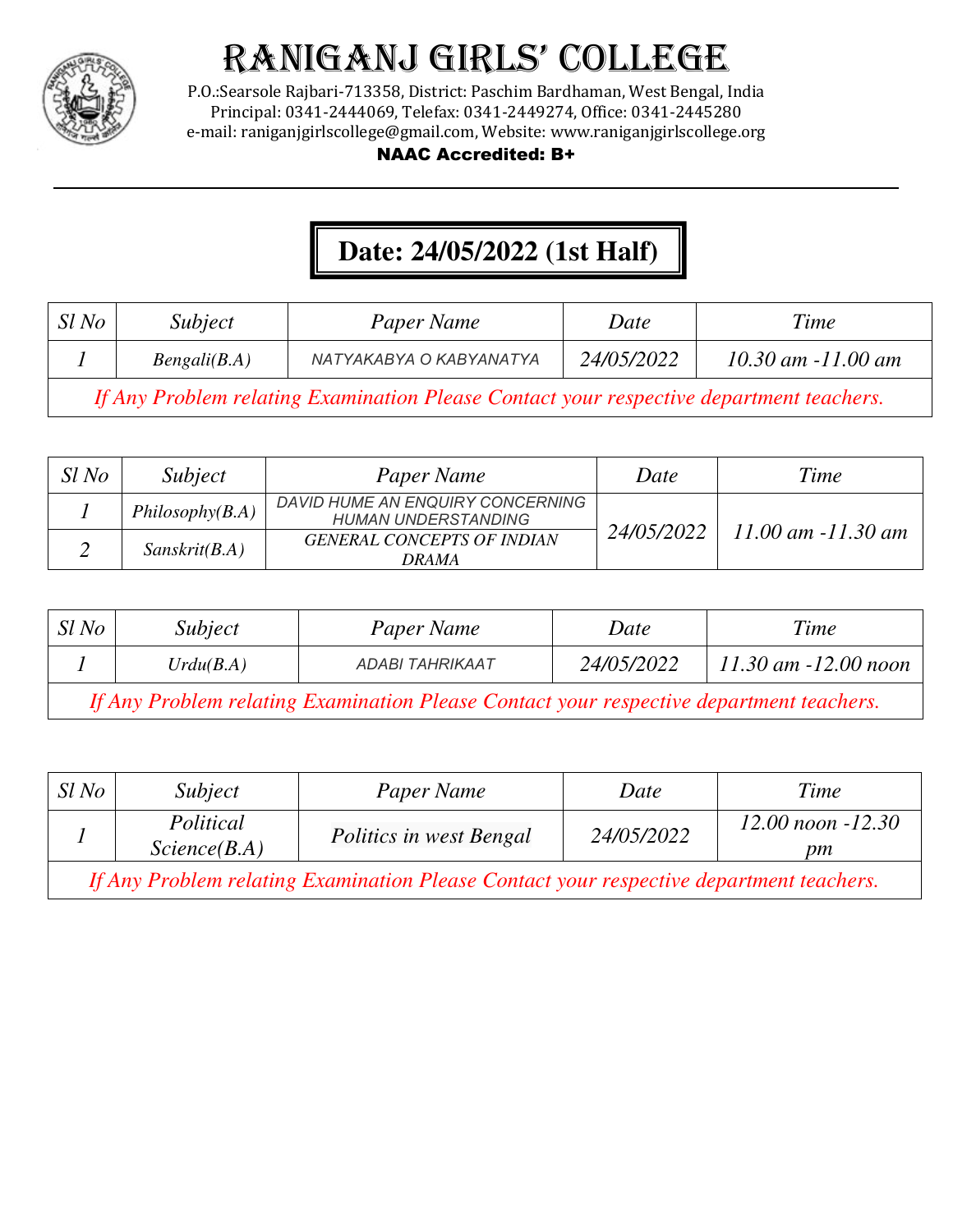# RANIGANJ GIRLS' COLLEGE

P.O.:Searsole Rajbari-713358, District: Paschim Bardhaman, West Bengal, India
Principal: 0341-2444069, Telefax: 0341-2449274, Office: 0341-2445280
e-mail: raniganjgirlscollege@gmail.com, Website: www.raniganjgirlscollege.org

**NAAC Accredited: B+**

---

## Date: 24/05/2022 (1st Half)

| Sl No | Subject | Paper Name | Date | Time |
|---|---|---|---|---|
| 1 | Bengali(B.A) | NATYAKABYA O KABYANATYA | 24/05/2022 | 10.30 am -11.00 am |
| If Any Problem relating Examination Please Contact your respective department teachers. | | | | |

| Sl No | Subject | Paper Name | Date | Time |
|---|---|---|---|---|
| 1 | Philosophy(B.A) | DAVID HUME AN ENQUIRY CONCERNING HUMAN UNDERSTANDING | 24/05/2022 | 11.00 am -11.30 am |
| 2 | Sanskrit(B.A) | GENERAL CONCEPTS OF INDIAN DRAMA | | |

| Sl No | Subject | Paper Name | Date | Time |
|---|---|---|---|---|
| 1 | Urdu(B.A) | ADABI TAHRIKAAT | 24/05/2022 | 11.30 am -12.00 noon |
| If Any Problem relating Examination Please Contact your respective department teachers. | | | | |

| Sl No | Subject | Paper Name | Date | Time |
|---|---|---|---|---|
| 1 | Political Science(B.A) | Politics in west Bengal | 24/05/2022 | 12.00 noon -12.30 pm |
| If Any Problem relating Examination Please Contact your respective department teachers. | | | | |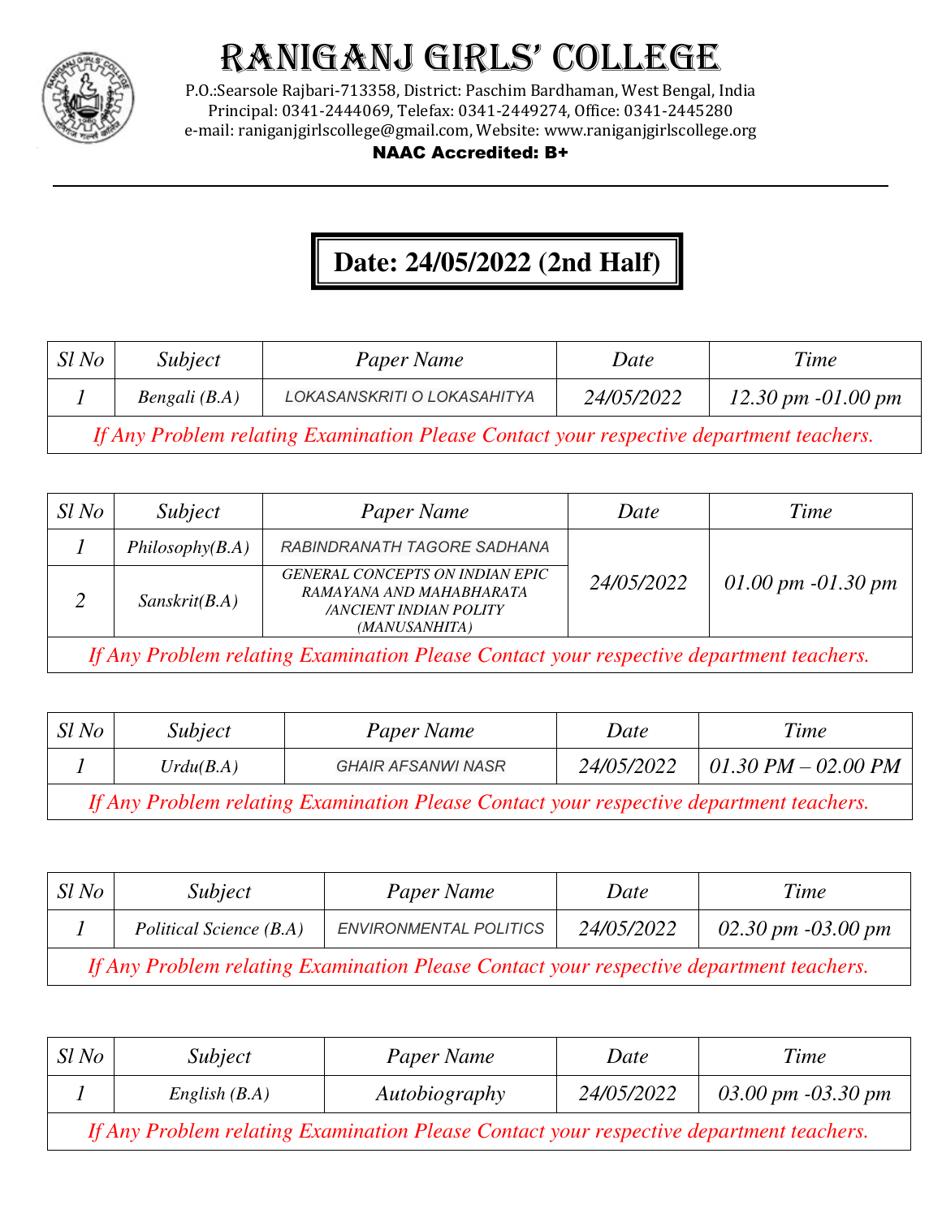# RANIGANJ GIRLS' COLLEGE

P.O.:Searsole Rajbari-713358, District: Paschim Bardhaman, West Bengal, India
Principal: 0341-2444069, Telefax: 0341-2449274, Office: 0341-2445280
e-mail: raniganjgirlscollege@gmail.com, Website: www.raniganjgirlscollege.org

**NAAC Accredited: B+**

---

## Date: 24/05/2022 (2nd Half)

| Sl No | Subject | Paper Name | Date | Time |
|---|---|---|---|---|
| 1 | Bengali (B.A) | LOKASANSKRITI O LOKASAHITYA | 24/05/2022 | 12.30 pm -01.00 pm |
| *If Any Problem relating Examination Please Contact your respective department teachers.* | | | | |

| Sl No | Subject | Paper Name | Date | Time |
|---|---|---|---|---|
| 1 | Philosophy(B.A) | RABINDRANATH TAGORE SADHANA | 24/05/2022 | 01.00 pm -01.30 pm |
| 2 | Sanskrit(B.A) | GENERAL CONCEPTS ON INDIAN EPIC RAMAYANA AND MAHABHARATA /ANCIENT INDIAN POLITY (MANUSANHITA) | | |
| *If Any Problem relating Examination Please Contact your respective department teachers.* | | | | |

| Sl No | Subject | Paper Name | Date | Time |
|---|---|---|---|---|
| 1 | Urdu(B.A) | GHAIR AFSANWI NASR | 24/05/2022 | 01.30 PM – 02.00 PM |
| *If Any Problem relating Examination Please Contact your respective department teachers.* | | | | |

| Sl No | Subject | Paper Name | Date | Time |
|---|---|---|---|---|
| 1 | Political Science (B.A) | ENVIRONMENTAL POLITICS | 24/05/2022 | 02.30 pm -03.00 pm |
| *If Any Problem relating Examination Please Contact your respective department teachers.* | | | | |

| Sl No | Subject | Paper Name | Date | Time |
|---|---|---|---|---|
| 1 | English (B.A) | Autobiography | 24/05/2022 | 03.00 pm -03.30 pm |
| *If Any Problem relating Examination Please Contact your respective department teachers.* | | | | |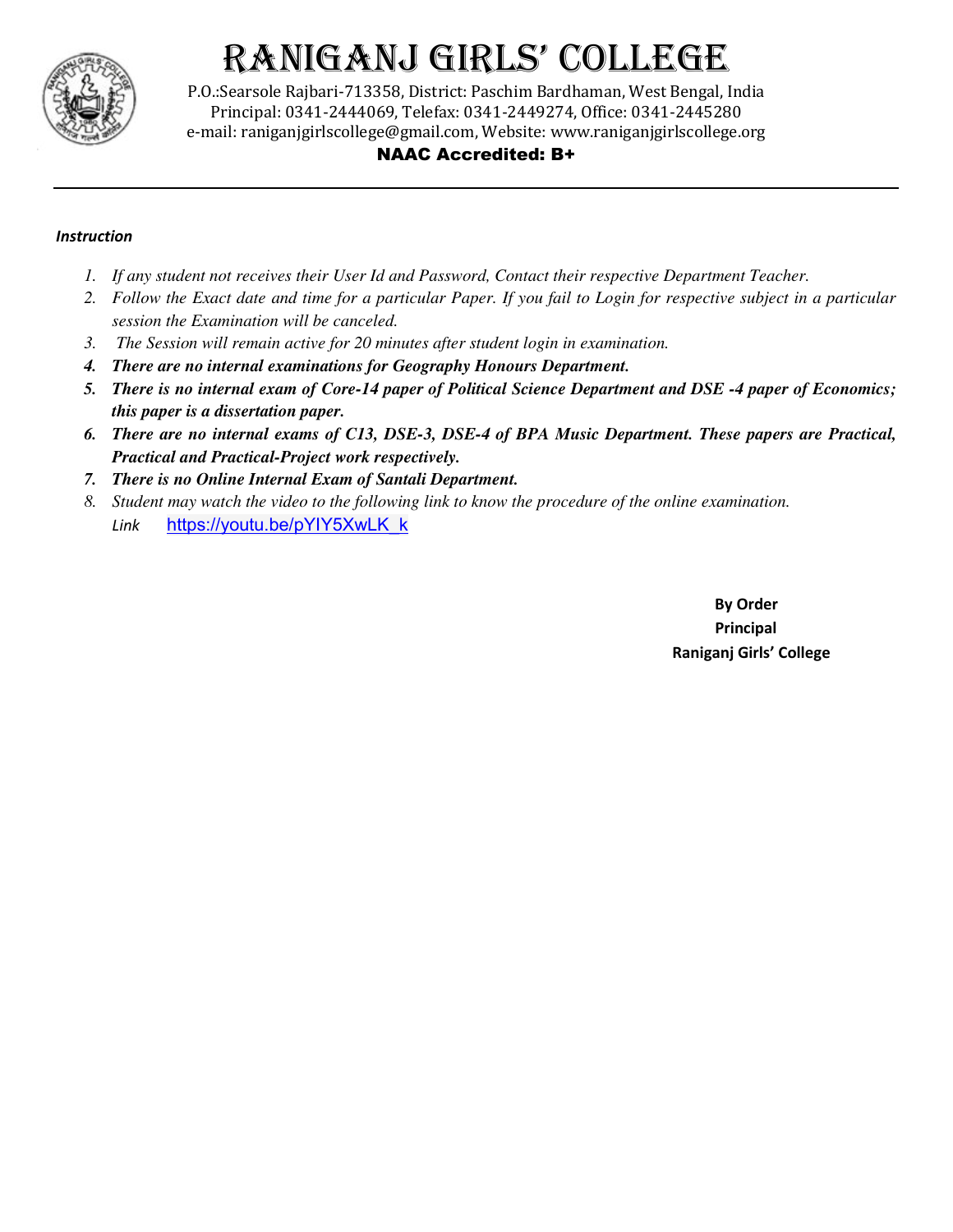# RANIGANJ GIRLS' COLLEGE

P.O.:Searsole Rajbari-713358, District: Paschim Bardhaman, West Bengal, India
Principal: 0341-2444069, Telefax: 0341-2449274, Office: 0341-2445280
e-mail: raniganjgirlscollege@gmail.com, Website: www.raniganjgirlscollege.org

**NAAC Accredited: B+**

---

***Instruction***

1. *If any student not receives their User Id and Password, Contact their respective Department Teacher.*
2. *Follow the Exact date and time for a particular Paper. If you fail to Login for respective subject in a particular session the Examination will be canceled.*
3. *The Session will remain active for 20 minutes after student login in examination.*
4. ***There are no internal examinations for Geography Honours Department.***
5. ***There is no internal exam of Core-14 paper of Political Science Department and DSE -4 paper of Economics; this paper is a dissertation paper.***
6. ***There are no internal exams of C13, DSE-3, DSE-4 of BPA Music Department. These papers are Practical, Practical and Practical-Project work respectively.***
7. ***There is no Online Internal Exam of Santali Department.***
8. *Student may watch the video to the following link to know the procedure of the online examination.*
   *Link* https://youtu.be/pYIY5XwLK_k

**By Order**
**Principal**
**Raniganj Girls' College**